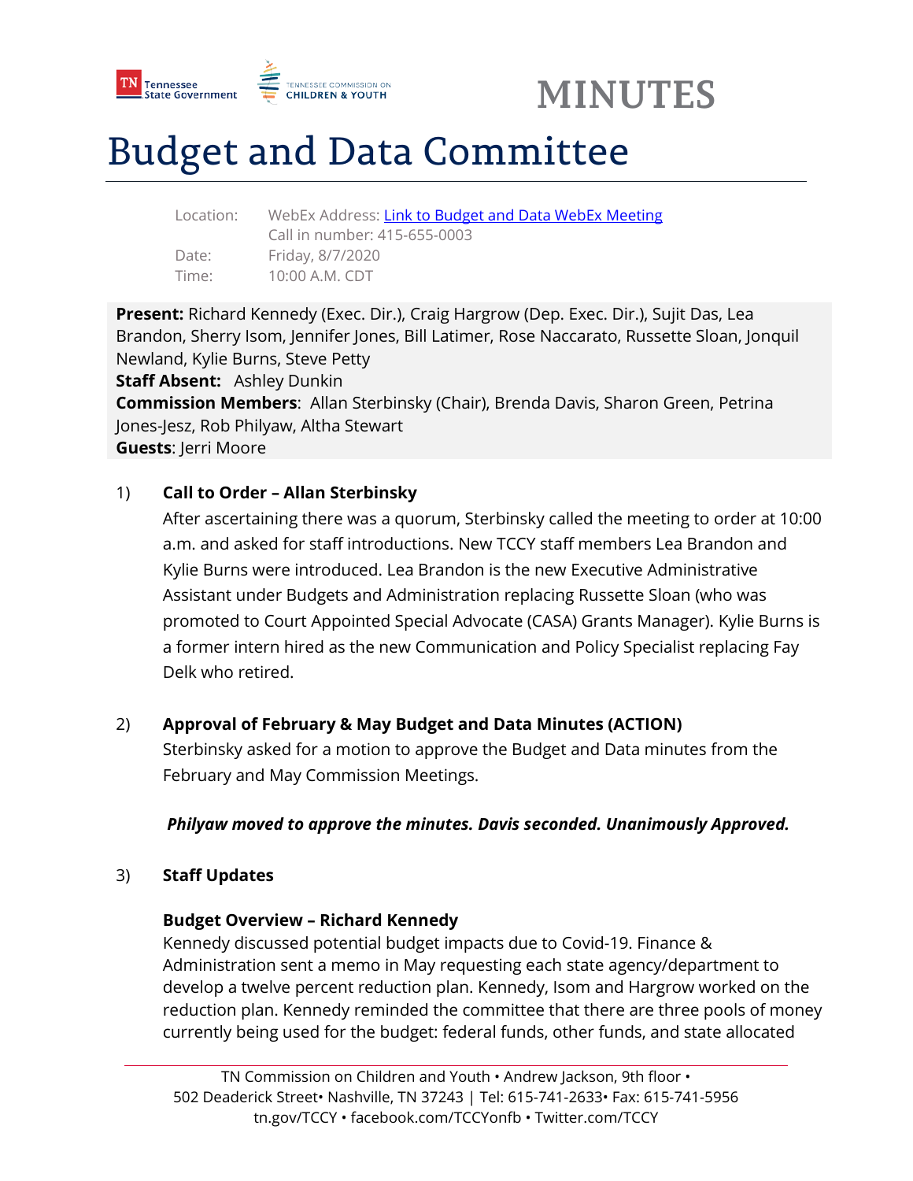MINUTES

# Budget and Data Committee

Location: WebEx Address: [Link to Budget and Data WebEx Meeting]
Call in number: 415-655-0003
Date: Friday, 8/7/2020
Time: 10:00 A.M. CDT

**Present:** Richard Kennedy (Exec. Dir.), Craig Hargrow (Dep. Exec. Dir.), Sujit Das, Lea Brandon, Sherry Isom, Jennifer Jones, Bill Latimer, Rose Naccarato, Russette Sloan, Jonquil Newland, Kylie Burns, Steve Petty
**Staff Absent:** Ashley Dunkin
**Commission Members**: Allan Sterbinsky (Chair), Brenda Davis, Sharon Green, Petrina Jones-Jesz, Rob Philyaw, Altha Stewart
**Guests**: Jerri Moore

1) **Call to Order – Allan Sterbinsky**

After ascertaining there was a quorum, Sterbinsky called the meeting to order at 10:00 a.m. and asked for staff introductions. New TCCY staff members Lea Brandon and Kylie Burns were introduced. Lea Brandon is the new Executive Administrative Assistant under Budgets and Administration replacing Russette Sloan (who was promoted to Court Appointed Special Advocate (CASA) Grants Manager). Kylie Burns is a former intern hired as the new Communication and Policy Specialist replacing Fay Delk who retired.

2) **Approval of February & May Budget and Data Minutes (ACTION)**

Sterbinsky asked for a motion to approve the Budget and Data minutes from the February and May Commission Meetings.

***Philyaw moved to approve the minutes. Davis seconded. Unanimously Approved.***

3) **Staff Updates**

**Budget Overview – Richard Kennedy**

Kennedy discussed potential budget impacts due to Covid-19. Finance & Administration sent a memo in May requesting each state agency/department to develop a twelve percent reduction plan. Kennedy, Isom and Hargrow worked on the reduction plan. Kennedy reminded the committee that there are three pools of money currently being used for the budget: federal funds, other funds, and state allocated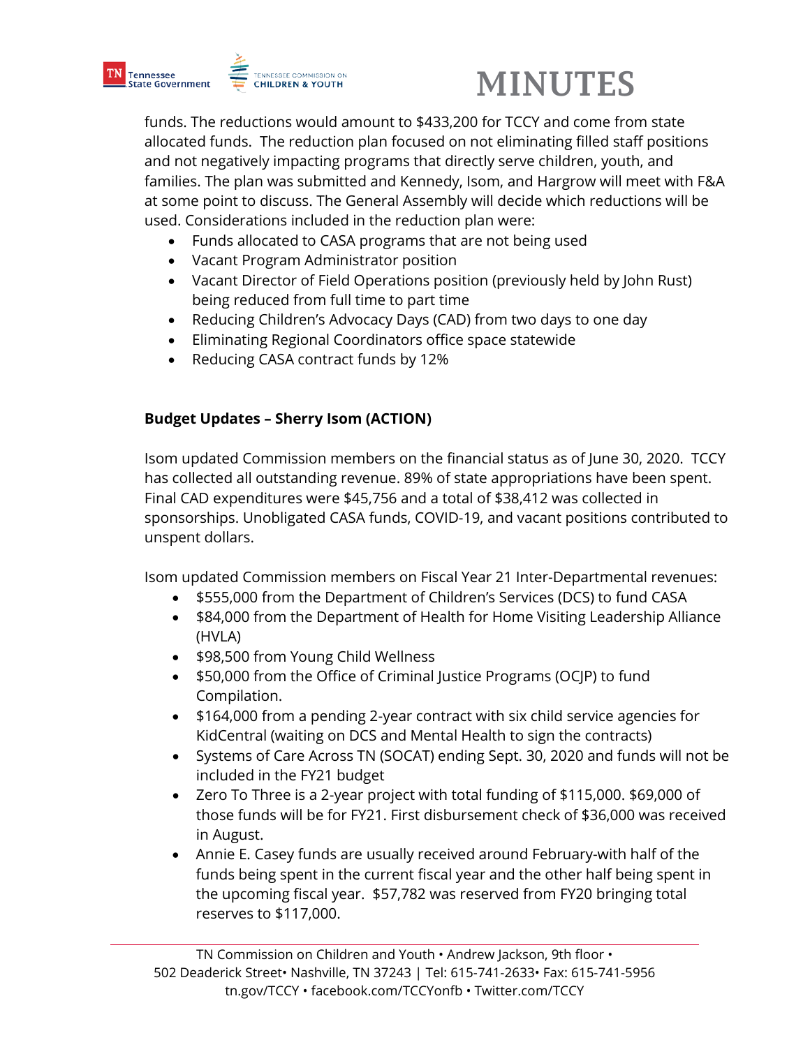funds. The reductions would amount to $433,200 for TCCY and come from state allocated funds. The reduction plan focused on not eliminating filled staff positions and not negatively impacting programs that directly serve children, youth, and families. The plan was submitted and Kennedy, Isom, and Hargrow will meet with F&A at some point to discuss. The General Assembly will decide which reductions will be used. Considerations included in the reduction plan were:

- Funds allocated to CASA programs that are not being used
- Vacant Program Administrator position
- Vacant Director of Field Operations position (previously held by John Rust) being reduced from full time to part time
- Reducing Children's Advocacy Days (CAD) from two days to one day
- Eliminating Regional Coordinators office space statewide
- Reducing CASA contract funds by 12%

**Budget Updates – Sherry Isom (ACTION)**

Isom updated Commission members on the financial status as of June 30, 2020. TCCY has collected all outstanding revenue. 89% of state appropriations have been spent. Final CAD expenditures were $45,756 and a total of $38,412 was collected in sponsorships. Unobligated CASA funds, COVID-19, and vacant positions contributed to unspent dollars.

Isom updated Commission members on Fiscal Year 21 Inter-Departmental revenues:

- $555,000 from the Department of Children's Services (DCS) to fund CASA
- $84,000 from the Department of Health for Home Visiting Leadership Alliance (HVLA)
- $98,500 from Young Child Wellness
- $50,000 from the Office of Criminal Justice Programs (OCJP) to fund Compilation.
- $164,000 from a pending 2-year contract with six child service agencies for KidCentral (waiting on DCS and Mental Health to sign the contracts)
- Systems of Care Across TN (SOCAT) ending Sept. 30, 2020 and funds will not be included in the FY21 budget
- Zero To Three is a 2-year project with total funding of $115,000. $69,000 of those funds will be for FY21. First disbursement check of $36,000 was received in August.
- Annie E. Casey funds are usually received around February-with half of the funds being spent in the current fiscal year and the other half being spent in the upcoming fiscal year. $57,782 was reserved from FY20 bringing total reserves to $117,000.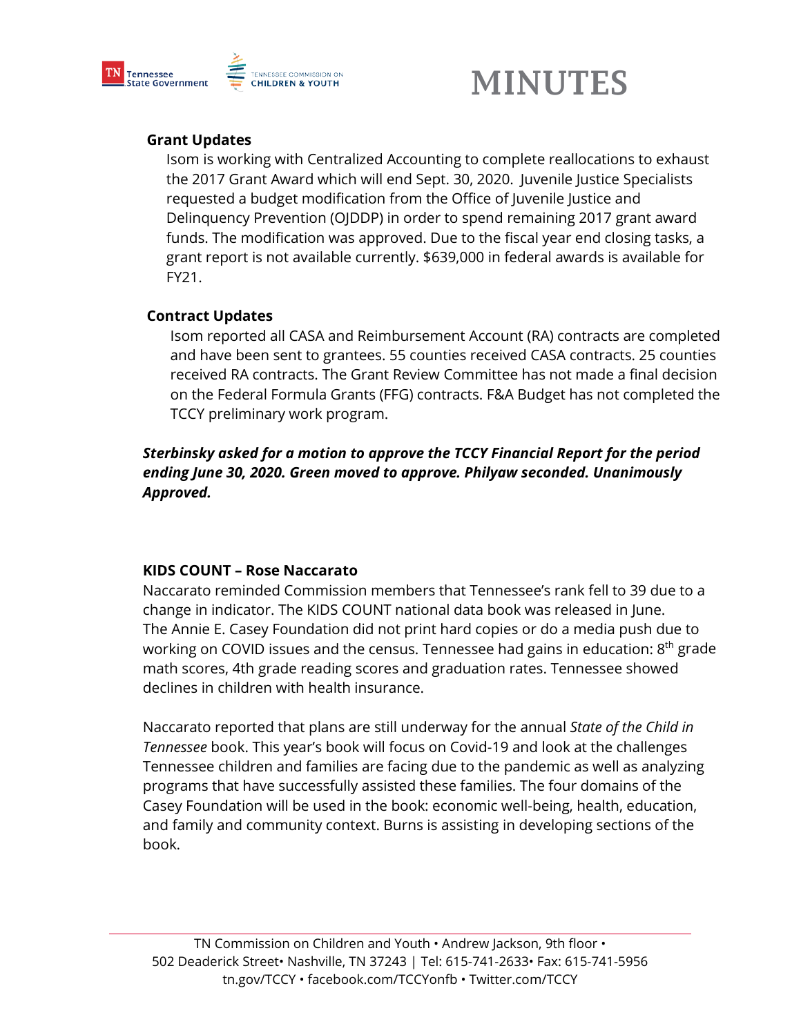### Grant Updates

Isom is working with Centralized Accounting to complete reallocations to exhaust the 2017 Grant Award which will end Sept. 30, 2020. Juvenile Justice Specialists requested a budget modification from the Office of Juvenile Justice and Delinquency Prevention (OJDDP) in order to spend remaining 2017 grant award funds. The modification was approved. Due to the fiscal year end closing tasks, a grant report is not available currently. $639,000 in federal awards is available for FY21.

### Contract Updates

Isom reported all CASA and Reimbursement Account (RA) contracts are completed and have been sent to grantees. 55 counties received CASA contracts. 25 counties received RA contracts. The Grant Review Committee has not made a final decision on the Federal Formula Grants (FFG) contracts. F&A Budget has not completed the TCCY preliminary work program.

***Sterbinsky asked for a motion to approve the TCCY Financial Report for the period ending June 30, 2020. Green moved to approve. Philyaw seconded. Unanimously Approved.***

### KIDS COUNT – Rose Naccarato

Naccarato reminded Commission members that Tennessee's rank fell to 39 due to a change in indicator. The KIDS COUNT national data book was released in June. The Annie E. Casey Foundation did not print hard copies or do a media push due to working on COVID issues and the census. Tennessee had gains in education: 8th grade math scores, 4th grade reading scores and graduation rates. Tennessee showed declines in children with health insurance.

Naccarato reported that plans are still underway for the annual *State of the Child in Tennessee* book. This year's book will focus on Covid-19 and look at the challenges Tennessee children and families are facing due to the pandemic as well as analyzing programs that have successfully assisted these families. The four domains of the Casey Foundation will be used in the book: economic well-being, health, education, and family and community context. Burns is assisting in developing sections of the book.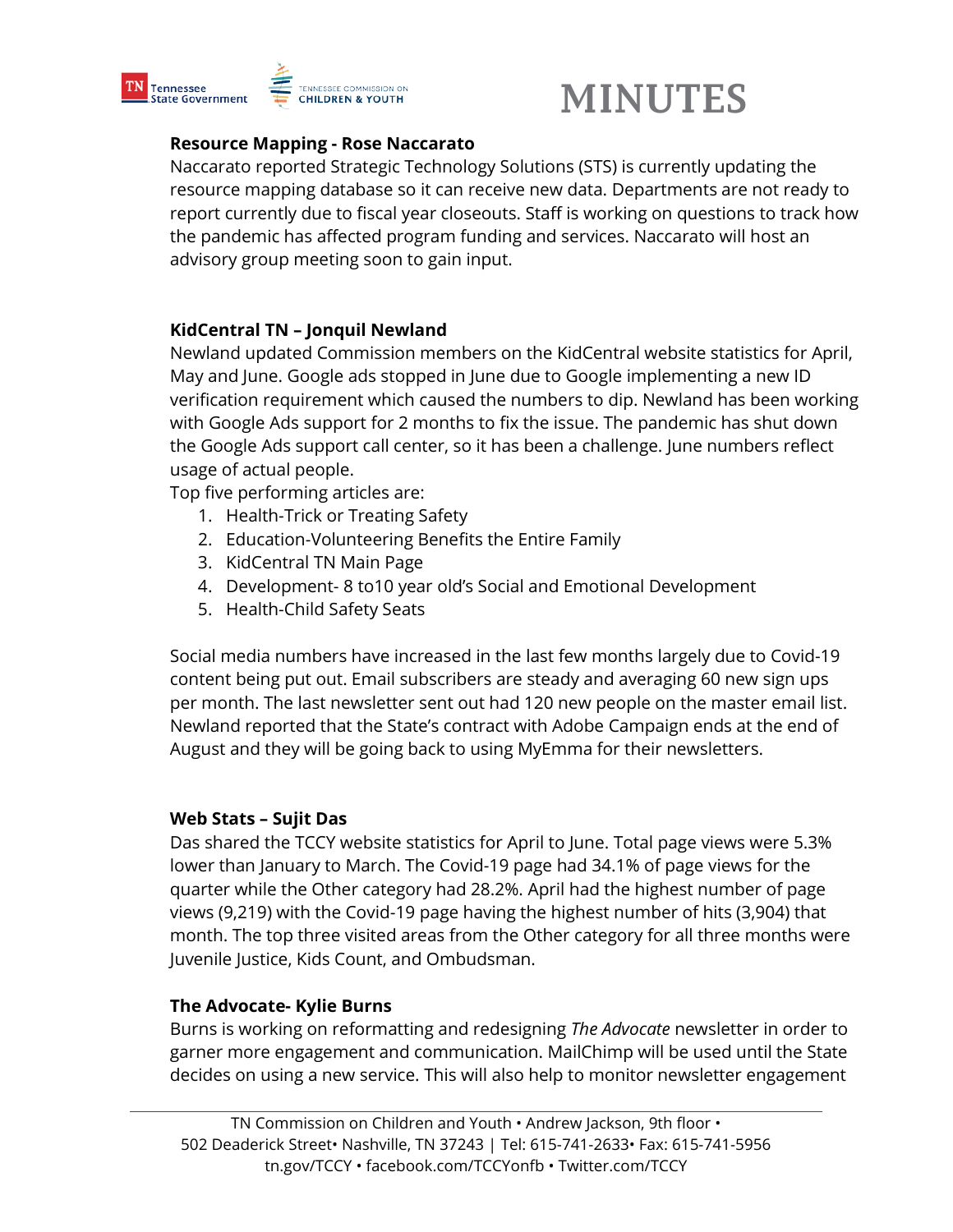**Resource Mapping - Rose Naccarato**

Naccarato reported Strategic Technology Solutions (STS) is currently updating the resource mapping database so it can receive new data. Departments are not ready to report currently due to fiscal year closeouts. Staff is working on questions to track how the pandemic has affected program funding and services. Naccarato will host an advisory group meeting soon to gain input.

**KidCentral TN – Jonquil Newland**

Newland updated Commission members on the KidCentral website statistics for April, May and June. Google ads stopped in June due to Google implementing a new ID verification requirement which caused the numbers to dip. Newland has been working with Google Ads support for 2 months to fix the issue. The pandemic has shut down the Google Ads support call center, so it has been a challenge. June numbers reflect usage of actual people.

Top five performing articles are:

1. Health-Trick or Treating Safety
2. Education-Volunteering Benefits the Entire Family
3. KidCentral TN Main Page
4. Development- 8 to10 year old's Social and Emotional Development
5. Health-Child Safety Seats

Social media numbers have increased in the last few months largely due to Covid-19 content being put out. Email subscribers are steady and averaging 60 new sign ups per month. The last newsletter sent out had 120 new people on the master email list. Newland reported that the State's contract with Adobe Campaign ends at the end of August and they will be going back to using MyEmma for their newsletters.

**Web Stats – Sujit Das**

Das shared the TCCY website statistics for April to June. Total page views were 5.3% lower than January to March. The Covid-19 page had 34.1% of page views for the quarter while the Other category had 28.2%. April had the highest number of page views (9,219) with the Covid-19 page having the highest number of hits (3,904) that month. The top three visited areas from the Other category for all three months were Juvenile Justice, Kids Count, and Ombudsman.

**The Advocate- Kylie Burns**

Burns is working on reformatting and redesigning *The Advocate* newsletter in order to garner more engagement and communication. MailChimp will be used until the State decides on using a new service. This will also help to monitor newsletter engagement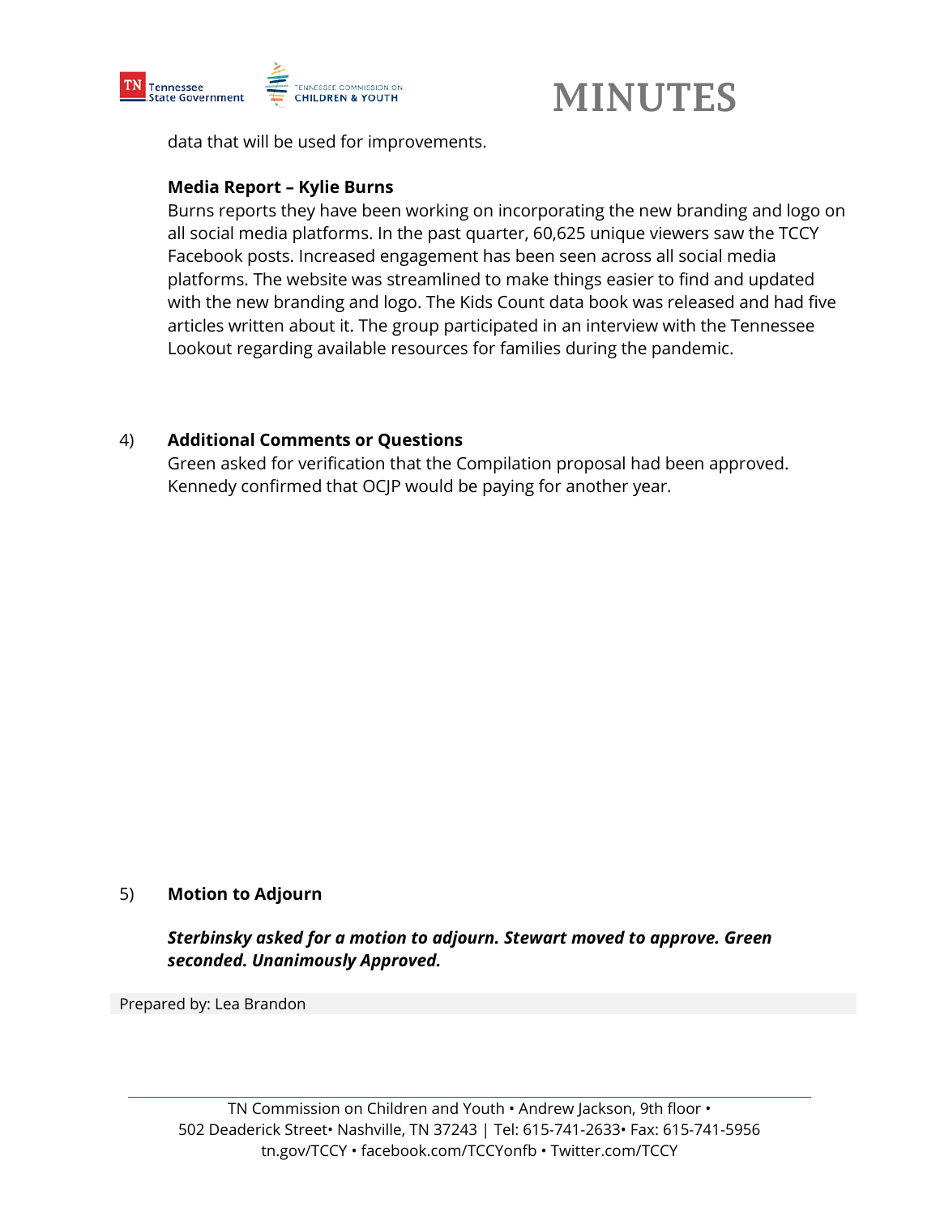data that will be used for improvements.

**Media Report – Kylie Burns**

Burns reports they have been working on incorporating the new branding and logo on all social media platforms. In the past quarter, 60,625 unique viewers saw the TCCY Facebook posts. Increased engagement has been seen across all social media platforms. The website was streamlined to make things easier to find and updated with the new branding and logo. The Kids Count data book was released and had five articles written about it. The group participated in an interview with the Tennessee Lookout regarding available resources for families during the pandemic.

4) **Additional Comments or Questions**

Green asked for verification that the Compilation proposal had been approved. Kennedy confirmed that OCJP would be paying for another year.

5) **Motion to Adjourn**

***Sterbinsky asked for a motion to adjourn. Stewart moved to approve. Green seconded. Unanimously Approved.***

Prepared by: Lea Brandon